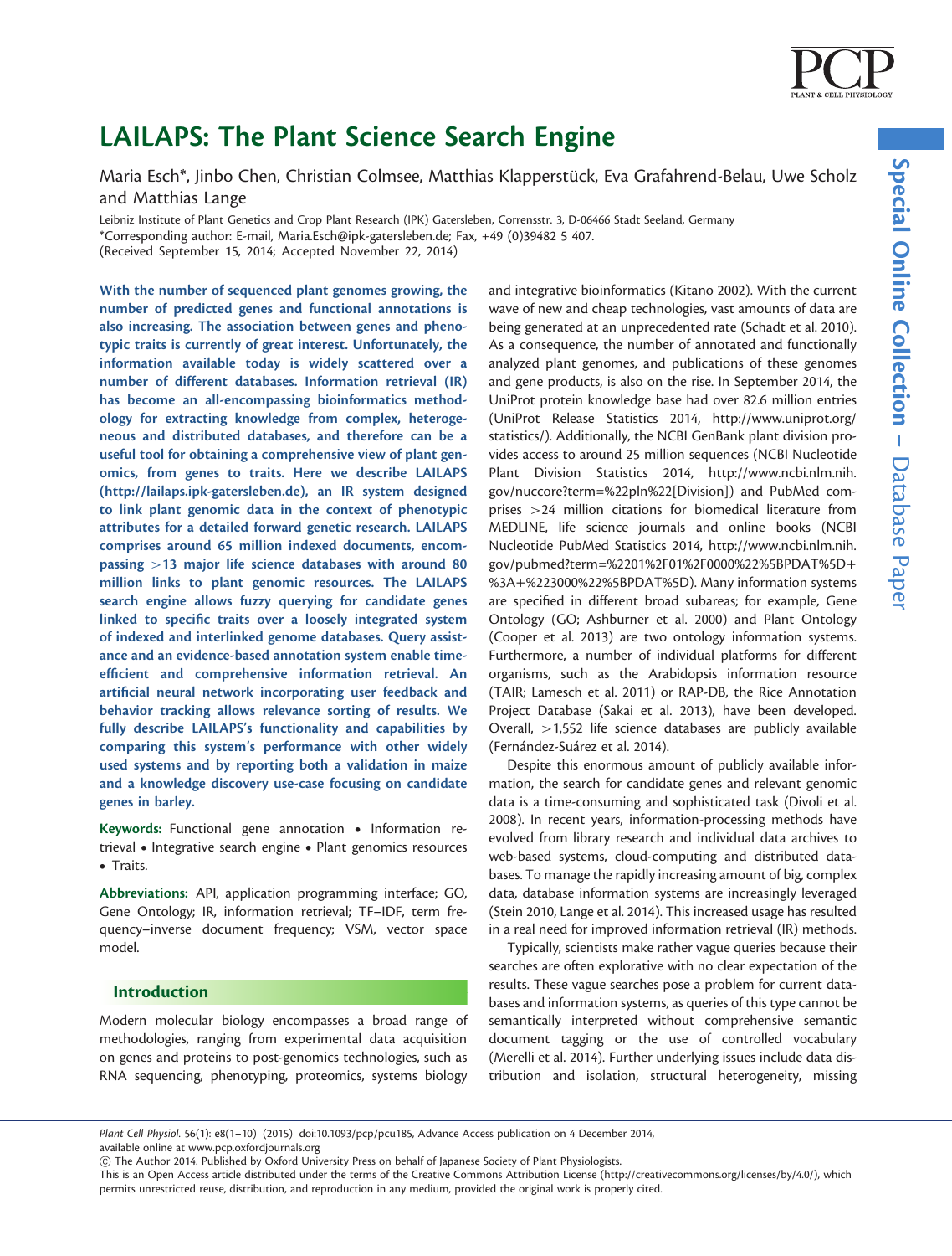# LAILAPS: The Plant Science Search Engine

Maria Esch*, Jinbo Chen, Christian Colmsee, Matthias Klapperstück, Eva Grafahrend-Belau, Uwe Scholz and Matthias Lange

Leibniz Institute of Plant Genetics and Crop Plant Research (IPK) Gatersleben, Corrensstr. 3, D-06466 Stadt Seeland, Germany
*Corresponding author: E-mail, Maria.Esch@ipk-gatersleben.de; Fax, +49 (0)39482 5 407.
(Received September 15, 2014; Accepted November 22, 2014)

**With the number of sequenced plant genomes growing, the number of predicted genes and functional annotations is also increasing. The association between genes and phenotypic traits is currently of great interest. Unfortunately, the information available today is widely scattered over a number of different databases. Information retrieval (IR) has become an all-encompassing bioinformatics methodology for extracting knowledge from complex, heterogeneous and distributed databases, and therefore can be a useful tool for obtaining a comprehensive view of plant genomics, from genes to traits. Here we describe LAILAPS (http://lailaps.ipk-gatersleben.de), an IR system designed to link plant genomic data in the context of phenotypic attributes for a detailed forward genetic research. LAILAPS comprises around 65 million indexed documents, encompassing >13 major life science databases with around 80 million links to plant genomic resources. The LAILAPS search engine allows fuzzy querying for candidate genes linked to specific traits over a loosely integrated system of indexed and interlinked genome databases. Query assistance and an evidence-based annotation system enable time-efficient and comprehensive information retrieval. An artificial neural network incorporating user feedback and behavior tracking allows relevance sorting of results. We fully describe LAILAPS's functionality and capabilities by comparing this system's performance with other widely used systems and by reporting both a validation in maize and a knowledge discovery use-case focusing on candidate genes in barley.**

**Keywords:** Functional gene annotation • Information retrieval • Integrative search engine • Plant genomics resources • Traits.

**Abbreviations:** API, application programming interface; GO, Gene Ontology; IR, information retrieval; TF–IDF, term frequency–inverse document frequency; VSM, vector space model.

## Introduction

Modern molecular biology encompasses a broad range of methodologies, ranging from experimental data acquisition on genes and proteins to post-genomics technologies, such as RNA sequencing, phenotyping, proteomics, systems biology and integrative bioinformatics (Kitano 2002). With the current wave of new and cheap technologies, vast amounts of data are being generated at an unprecedented rate (Schadt et al. 2010). As a consequence, the number of annotated and functionally analyzed plant genomes, and publications of these genomes and gene products, is also on the rise. In September 2014, the UniProt protein knowledge base had over 82.6 million entries (UniProt Release Statistics 2014, http://www.uniprot.org/statistics/). Additionally, the NCBI GenBank plant division provides access to around 25 million sequences (NCBI Nucleotide Plant Division Statistics 2014, http://www.ncbi.nlm.nih.gov/nuccore?term=%22pln%22[Division]) and PubMed comprises >24 million citations for biomedical literature from MEDLINE, life science journals and online books (NCBI Nucleotide PubMed Statistics 2014, http://www.ncbi.nlm.nih.gov/pubmed?term=%2201%2F01%2F0000%22%5BPDAT%5D+%3A+%223000%22%5BPDAT%5D). Many information systems are specified in different broad subareas; for example, Gene Ontology (GO; Ashburner et al. 2000) and Plant Ontology (Cooper et al. 2013) are two ontology information systems. Furthermore, a number of individual platforms for different organisms, such as the Arabidopsis information resource (TAIR; Lamesch et al. 2011) or RAP-DB, the Rice Annotation Project Database (Sakai et al. 2013), have been developed. Overall, >1,552 life science databases are publicly available (Fernández-Suárez et al. 2014).

Despite this enormous amount of publicly available information, the search for candidate genes and relevant genomic data is a time-consuming and sophisticated task (Divoli et al. 2008). In recent years, information-processing methods have evolved from library research and individual data archives to web-based systems, cloud-computing and distributed databases. To manage the rapidly increasing amount of big, complex data, database information systems are increasingly leveraged (Stein 2010, Lange et al. 2014). This increased usage has resulted in a real need for improved information retrieval (IR) methods.

Typically, scientists make rather vague queries because their searches are often explorative with no clear expectation of the results. These vague searches pose a problem for current databases and information systems, as queries of this type cannot be semantically interpreted without comprehensive semantic document tagging or the use of controlled vocabulary (Merelli et al. 2014). Further underlying issues include data distribution and isolation, structural heterogeneity, missing

Plant Cell Physiol. 56(1): e8(1–10) (2015) doi:10.1093/pcp/pcu185, Advance Access publication on 4 December 2014, available online at www.pcp.oxfordjournals.org
© The Author 2014. Published by Oxford University Press on behalf of Japanese Society of Plant Physiologists.
This is an Open Access article distributed under the terms of the Creative Commons Attribution License (http://creativecommons.org/licenses/by/4.0/), which permits unrestricted reuse, distribution, and reproduction in any medium, provided the original work is properly cited.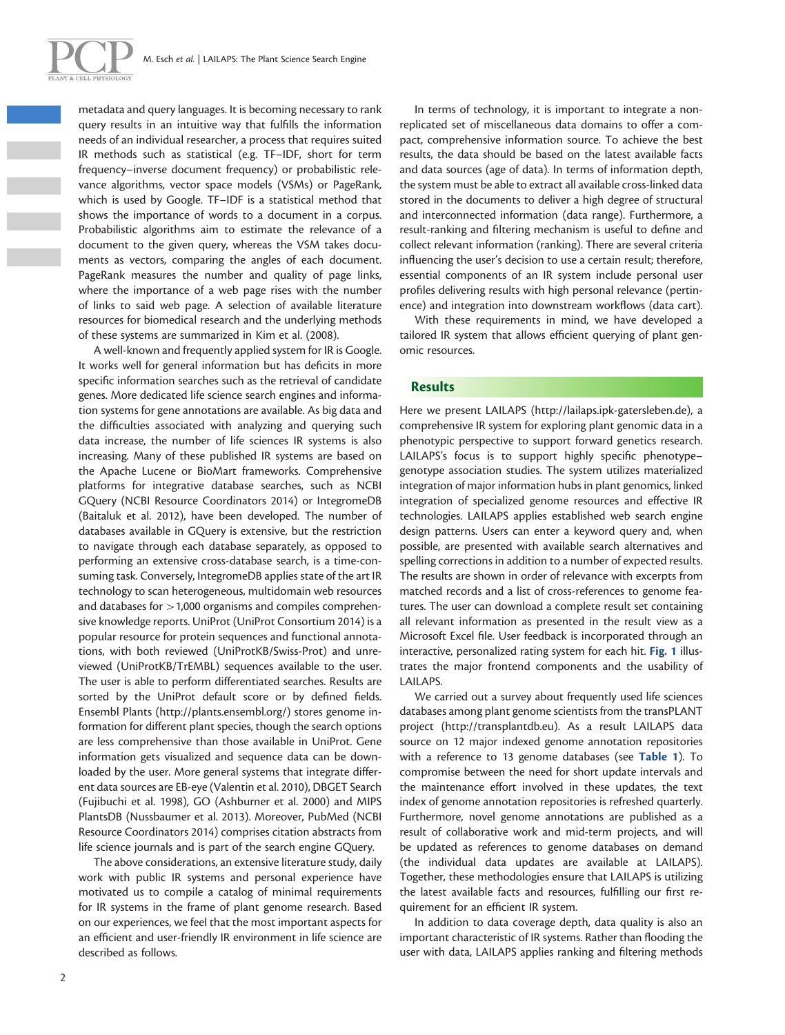metadata and query languages. It is becoming necessary to rank query results in an intuitive way that fulfills the information needs of an individual researcher, a process that requires suited IR methods such as statistical (e.g. TF–IDF, short for term frequency–inverse document frequency) or probabilistic relevance algorithms, vector space models (VSMs) or PageRank, which is used by Google. TF–IDF is a statistical method that shows the importance of words to a document in a corpus. Probabilistic algorithms aim to estimate the relevance of a document to the given query, whereas the VSM takes documents as vectors, comparing the angles of each document. PageRank measures the number and quality of page links, where the importance of a web page rises with the number of links to said web page. A selection of available literature resources for biomedical research and the underlying methods of these systems are summarized in Kim et al. (2008).

A well-known and frequently applied system for IR is Google. It works well for general information but has deficits in more specific information searches such as the retrieval of candidate genes. More dedicated life science search engines and information systems for gene annotations are available. As big data and the difficulties associated with analyzing and querying such data increase, the number of life sciences IR systems is also increasing. Many of these published IR systems are based on the Apache Lucene or BioMart frameworks. Comprehensive platforms for integrative database searches, such as NCBI GQuery (NCBI Resource Coordinators 2014) or IntegromeDB (Baitaluk et al. 2012), have been developed. The number of databases available in GQuery is extensive, but the restriction to navigate through each database separately, as opposed to performing an extensive cross-database search, is a time-consuming task. Conversely, IntegromeDB applies state of the art IR technology to scan heterogeneous, multidomain web resources and databases for >1,000 organisms and compiles comprehensive knowledge reports. UniProt (UniProt Consortium 2014) is a popular resource for protein sequences and functional annotations, with both reviewed (UniProtKB/Swiss-Prot) and unreviewed (UniProtKB/TrEMBL) sequences available to the user. The user is able to perform differentiated searches. Results are sorted by the UniProt default score or by defined fields. Ensembl Plants (http://plants.ensembl.org/) stores genome information for different plant species, though the search options are less comprehensive than those available in UniProt. Gene information gets visualized and sequence data can be downloaded by the user. More general systems that integrate different data sources are EB-eye (Valentin et al. 2010), DBGET Search (Fujibuchi et al. 1998), GO (Ashburner et al. 2000) and MIPS PlantsDB (Nussbaumer et al. 2013). Moreover, PubMed (NCBI Resource Coordinators 2014) comprises citation abstracts from life science journals and is part of the search engine GQuery.

The above considerations, an extensive literature study, daily work with public IR systems and personal experience have motivated us to compile a catalog of minimal requirements for IR systems in the frame of plant genome research. Based on our experiences, we feel that the most important aspects for an efficient and user-friendly IR environment in life science are described as follows.

In terms of technology, it is important to integrate a non-replicated set of miscellaneous data domains to offer a compact, comprehensive information source. To achieve the best results, the data should be based on the latest available facts and data sources (age of data). In terms of information depth, the system must be able to extract all available cross-linked data stored in the documents to deliver a high degree of structural and interconnected information (data range). Furthermore, a result-ranking and filtering mechanism is useful to define and collect relevant information (ranking). There are several criteria influencing the user's decision to use a certain result; therefore, essential components of an IR system include personal user profiles delivering results with high personal relevance (pertinence) and integration into downstream workflows (data cart).

With these requirements in mind, we have developed a tailored IR system that allows efficient querying of plant genomic resources.

## Results

Here we present LAILAPS (http://lailaps.ipk-gatersleben.de), a comprehensive IR system for exploring plant genomic data in a phenotypic perspective to support forward genetics research. LAILAPS's focus is to support highly specific phenotype–genotype association studies. The system utilizes materialized integration of major information hubs in plant genomics, linked integration of specialized genome resources and effective IR technologies. LAILAPS applies established web search engine design patterns. Users can enter a keyword query and, when possible, are presented with available search alternatives and spelling corrections in addition to a number of expected results. The results are shown in order of relevance with excerpts from matched records and a list of cross-references to genome features. The user can download a complete result set containing all relevant information as presented in the result view as a Microsoft Excel file. User feedback is incorporated through an interactive, personalized rating system for each hit. **Fig. 1** illustrates the major frontend components and the usability of LAILAPS.

We carried out a survey about frequently used life sciences databases among plant genome scientists from the transPLANT project (http://transplantdb.eu). As a result LAILAPS data source on 12 major indexed genome annotation repositories with a reference to 13 genome databases (see **Table 1**). To compromise between the need for short update intervals and the maintenance effort involved in these updates, the text index of genome annotation repositories is refreshed quarterly. Furthermore, novel genome annotations are published as a result of collaborative work and mid-term projects, and will be updated as references to genome databases on demand (the individual data updates are available at LAILAPS). Together, these methodologies ensure that LAILAPS is utilizing the latest available facts and resources, fulfilling our first requirement for an efficient IR system.

In addition to data coverage depth, data quality is also an important characteristic of IR systems. Rather than flooding the user with data, LAILAPS applies ranking and filtering methods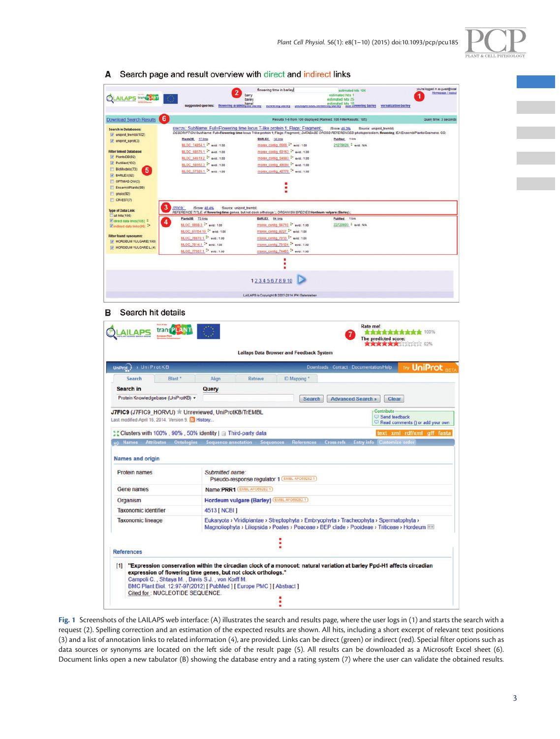**A** Search page and result overview with direct and indirect links

**B** Search hit details

**Fig. 1** Screenshots of the LAILAPS web interface: (A) illustrates the search and results page, where the user logs in (1) and starts the search with a request (2). Spelling correction and an estimation of the expected results are shown. All hits, including a short excerpt of relevant text positions (3) and a list of annotation links to related information (4), are provided. Links can be direct (green) or indirect (red). Special filter options such as data sources or synonyms are located on the left side of the result page (5). All results can be downloaded as a Microsoft Excel sheet (6). Document links open a new tabulator (B) showing the database entry and a rating system (7) where the user can validate the obtained results.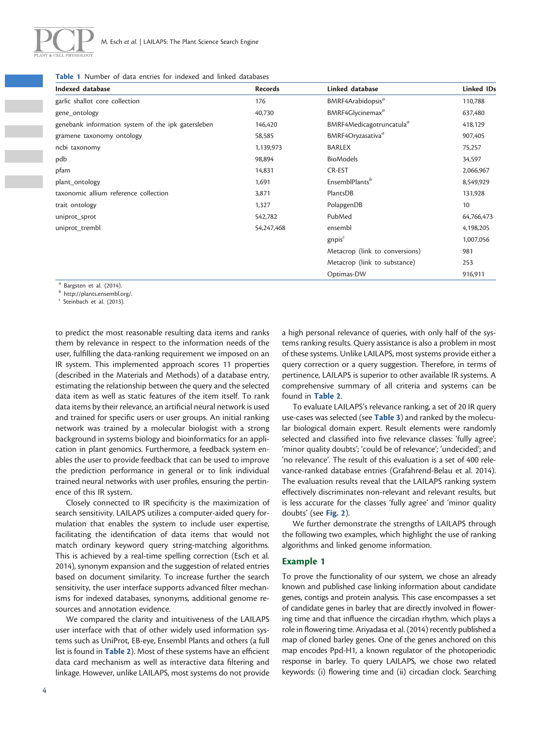**Table 1** Number of data entries for indexed and linked databases

| Indexed database | Records | Linked database | Linked IDs |
|---|---|---|---|
| garlic shallot core collection | 176 | BMRF4Arabidopsis[a] | 110,788 |
| gene_ontology | 40,730 | BMRF4Glycinemax[a] | 637,480 |
| genebank information system of the ipk gatersleben | 146,420 | BMRF4Medicagotruncatula[a] | 418,129 |
| gramene taxonomy ontology | 58,585 | BMRF4Oryzasativa[a] | 907,405 |
| ncbi taxonomy | 1,139,973 | BARLEX | 75,257 |
| pdb | 98,894 | BioModels | 34,597 |
| pfam | 14,831 | CR-EST | 2,066,967 |
| plant_ontology | 1,691 | EnsemblPlants[b] | 8,549,929 |
| taxonomic allium reference collection | 3,871 | PlantsDB | 131,928 |
| trait ontology | 1,327 | PolapgenDB | 10 |
| uniprot_sprot | 542,782 | PubMed | 64,766,473 |
| uniprot_trembl | 54,247,468 | ensembl | 4,198,205 |
| | | gnpis[c] | 1,007,056 |
| | | Metacrop (link to conversions) | 981 |
| | | Metacrop (link to substance) | 253 |
| | | Optimas-DW | 916,911 |

[a] Bargsten et al. (2014).
[b] http://plants.ensembl.org/.
[c] Steinbach et al. (2013).

to predict the most reasonable resulting data items and ranks them by relevance in respect to the information needs of the user, fulfilling the data-ranking requirement we imposed on an IR system. This implemented approach scores 11 properties (described in the Materials and Methods) of a database entry, estimating the relationship between the query and the selected data item as well as static features of the item itself. To rank data items by their relevance, an artificial neural network is used and trained for specific users or user groups. An initial ranking network was trained by a molecular biologist with a strong background in systems biology and bioinformatics for an application in plant genomics. Furthermore, a feedback system enables the user to provide feedback that can be used to improve the prediction performance in general or to link individual trained neural networks with user profiles, ensuring the pertinence of this IR system.

Closely connected to IR specificity is the maximization of search sensitivity. LAILAPS utilizes a computer-aided query formulation that enables the system to include user expertise, facilitating the identification of data items that would not match ordinary keyword query string-matching algorithms. This is achieved by a real-time spelling correction (Esch et al. 2014), synonym expansion and the suggestion of related entries based on document similarity. To increase further the search sensitivity, the user interface supports advanced filter mechanisms for indexed databases, synonyms, additional genome resources and annotation evidence.

We compared the clarity and intuitiveness of the LAILAPS user interface with that of other widely used information systems such as UniProt, EB-eye, Ensembl Plants and others (a full list is found in **Table 2**). Most of these systems have an efficient data card mechanism as well as interactive data filtering and linkage. However, unlike LAILAPS, most systems do not provide a high personal relevance of queries, with only half of the systems ranking results. Query assistance is also a problem in most of these systems. Unlike LAILAPS, most systems provide either a query correction or a query suggestion. Therefore, in terms of pertinence, LAILAPS is superior to other available IR systems. A comprehensive summary of all criteria and systems can be found in **Table 2**.

To evaluate LAILAPS's relevance ranking, a set of 20 IR query use-cases was selected (see **Table 3**) and ranked by the molecular biological domain expert. Result elements were randomly selected and classified into five relevance classes: 'fully agree'; 'minor quality doubts'; 'could be of relevance'; 'undecided'; and 'no relevance'. The result of this evaluation is a set of 400 relevance-ranked database entries (Grafahrend-Belau et al. 2014). The evaluation results reveal that the LAILAPS ranking system effectively discriminates non-relevant and relevant results, but is less accurate for the classes 'fully agree' and 'minor quality doubts' (see **Fig. 2**).

We further demonstrate the strengths of LAILAPS through the following two examples, which highlight the use of ranking algorithms and linked genome information.

## Example 1

To prove the functionality of our system, we chose an already known and published case linking information about candidate genes, contigs and protein analysis. This case encompasses a set of candidate genes in barley that are directly involved in flowering time and that influence the circadian rhythm, which plays a role in flowering time. Ariyadasa et al. (2014) recently published a map of cloned barley genes. One of the genes anchored on this map encodes Ppd-H1, a known regulator of the photoperiodic response in barley. To query LAILAPS, we chose two related keywords: (i) flowering time and (ii) circadian clock. Searching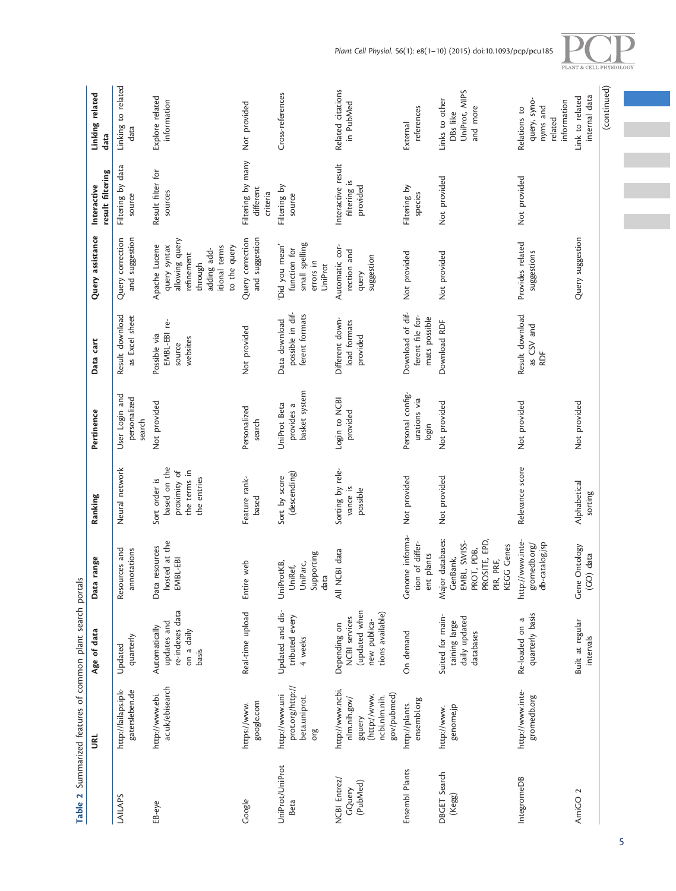**Table 2** Summarized features of common plant search portals

| | URL | Age of data | Data range | Ranking | Pertinence | Data cart | Query assistance | Interactive result filtering | Linking related data |
|---|---|---|---|---|---|---|---|---|---|
| LAILAPS | http://lailaps.ipk-gatersleben.de | Updated quarterly | Resources and annotations | Neural network | User Login and personalized search | Result download as Excel sheet | Query correction and suggestion | Filtering by data source | Linking to related data |
| EB-eye | http://www.ebi.ac.uk/ebisearch | Automatically updates and re-indexes data on a daily basis | Data resources hosted at the EMBL-EBI | Sort order is based on the proximity of the terms in the entries | Not provided | Possible via EMBL-EBI resource websites | Apache Lucene query syntax allowing query refinement through adding additional terms to the query | Result filter for sources | Explore related information |
| Google | https://www.google.com | Real-time upload | Entire web | Feature rank-based | Personalized search | Not provided | Query correction and suggestion | Filtering by many different criteria | Not provided |
| UniProt/UniProt Beta | http://www.uniprot.org/http://beta.uniprot.org | Updated and distributed every 4 weeks | UniProtKB, UniRef, UniParc, Supporting data | Sort by score (descending) | UniProt Beta provides a basket system | Data download possible in different formats | 'Did you mean' function for small spelling errors in UniProt | Filtering by source | Cross-references |
| NCBI Entrez/GQuery (PubMed) | http://www.ncbi.nlm.nih.gov/gquery (http://www.ncbi.nlm.nih.gov/pubmed) | Depending on NCBI services (updated when new publications available) | All NCBI data | Sorting by relevance is possible | Login to NCBI provided | Different download formats provided | Automatic correction and query suggestion | Interactive result filtering is provided | Related citations in PubMed |
| Ensembl Plants | http://plants.ensembl.org | On demand | Genome information of different plants | Not provided | Personal configurations via login | Download of different file formats possible | Not provided | Filtering by species | External references |
| DBGET Search (Kegg) | http://www.genome.jp | Suited for maintaining large daily updated databases | Major databases: GenBank, EMBL, SWISS-PROT, PDB, PROSITE, EPD, PIR, PRF, KEGG Genes | Not provided | Not provided | Download RDF | Not provided | Not provided | Links to other DBs like UniProt, MIPS and more |
| IntegromeDB | http://www.integromedb.org | Re-loaded on a quarterly basis | http://www.integromedb.org/db-catalog.jsp | Relevance score | Not provided | Result download as CSV and RDF | Provides related suggestions | Not provided | Relations to query, synonyms and related information |
| AmiGO 2 | | Built at regular intervals | Gene Ontology (GO) data | Alphabetical sorting | Not provided | | Query suggestion | | Link to related internal data |

(continued)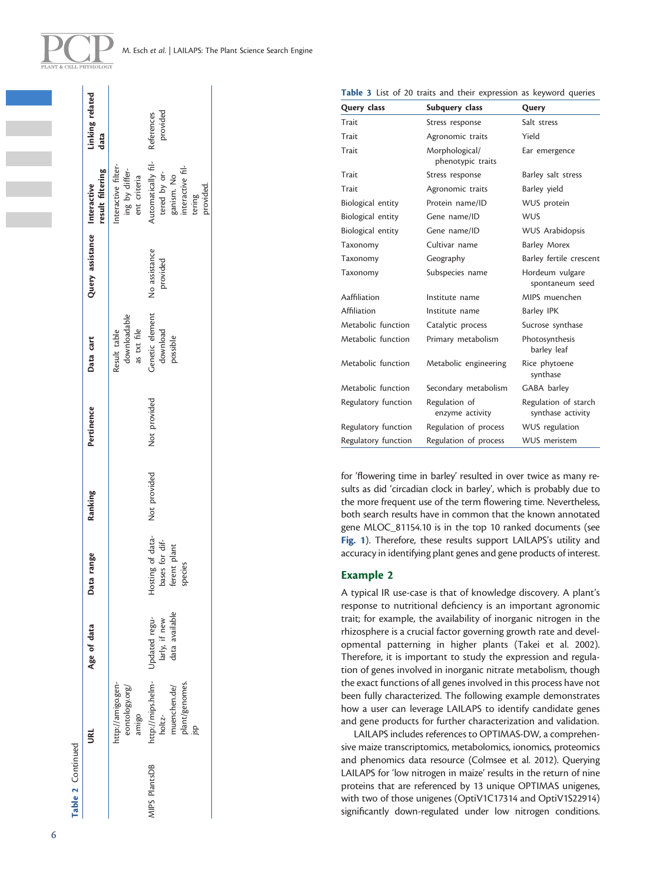**Table 2** Continued

| | URL | Age of data | Data range | Ranking | Pertinence | Data cart | Query assistance | Interactive result filtering | Linking related data |
|---|---|---|---|---|---|---|---|---|---|
| | http://amigo.geneontology.org/amigo | | | | | Result table downloadable as txt file | | Interactive filtering by different criteria | |
| MIPS PlantsDB | http://mips.helmholtz-muenchen.de/plant/genomes.jsp | Updated regularly, if new data available | Hosting of databases for different plant species | Not provided | Not provided | Genetic element download possible | No assistance provided | Automatically filtered by organism. No interactive filtering provided. | References provided |

**Table 3** List of 20 traits and their expression as keyword queries

| Query class | Subquery class | Query |
|---|---|---|
| Trait | Stress response | Salt stress |
| Trait | Agronomic traits | Yield |
| Trait | Morphological/ phenotypic traits | Ear emergence |
| Trait | Stress response | Barley salt stress |
| Trait | Agronomic traits | Barley yield |
| Biological entity | Protein name/ID | WUS protein |
| Biological entity | Gene name/ID | WUS |
| Biological entity | Gene name/ID | WUS Arabidopsis |
| Taxonomy | Cultivar name | Barley Morex |
| Taxonomy | Geography | Barley fertile crescent |
| Taxonomy | Subspecies name | Hordeum vulgare spontaneum seed |
| Aaffiliation | Institute name | MIPS muenchen |
| Affiliation | Institute name | Barley IPK |
| Metabolic function | Catalytic process | Sucrose synthase |
| Metabolic function | Primary metabolism | Photosynthesis barley leaf |
| Metabolic function | Metabolic engineering | Rice phytoene synthase |
| Metabolic function | Secondary metabolism | GABA barley |
| Regulatory function | Regulation of enzyme activity | Regulation of starch synthase activity |
| Regulatory function | Regulation of process | WUS regulation |
| Regulatory function | Regulation of process | WUS meristem |

for 'flowering time in barley' resulted in over twice as many results as did 'circadian clock in barley', which is probably due to the more frequent use of the term flowering time. Nevertheless, both search results have in common that the known annotated gene MLOC_81154.10 is in the top 10 ranked documents (see **Fig. 1**). Therefore, these results support LAILAPS's utility and accuracy in identifying plant genes and gene products of interest.

## Example 2

A typical IR use-case is that of knowledge discovery. A plant's response to nutritional deficiency is an important agronomic trait; for example, the availability of inorganic nitrogen in the rhizosphere is a crucial factor governing growth rate and developmental patterning in higher plants (Takei et al. 2002). Therefore, it is important to study the expression and regulation of genes involved in inorganic nitrate metabolism, though the exact functions of all genes involved in this process have not been fully characterized. The following example demonstrates how a user can leverage LAILAPS to identify candidate genes and gene products for further characterization and validation.

LAILAPS includes references to OPTIMAS-DW, a comprehensive maize transcriptomics, metabolomics, ionomics, proteomics and phenomics data resource (Colmsee et al. 2012). Querying LAILAPS for 'low nitrogen in maize' results in the return of nine proteins that are referenced by 13 unique OPTIMAS unigenes, with two of those unigenes (OptiV1C17314 and OptiV1S22914) significantly down-regulated under low nitrogen conditions.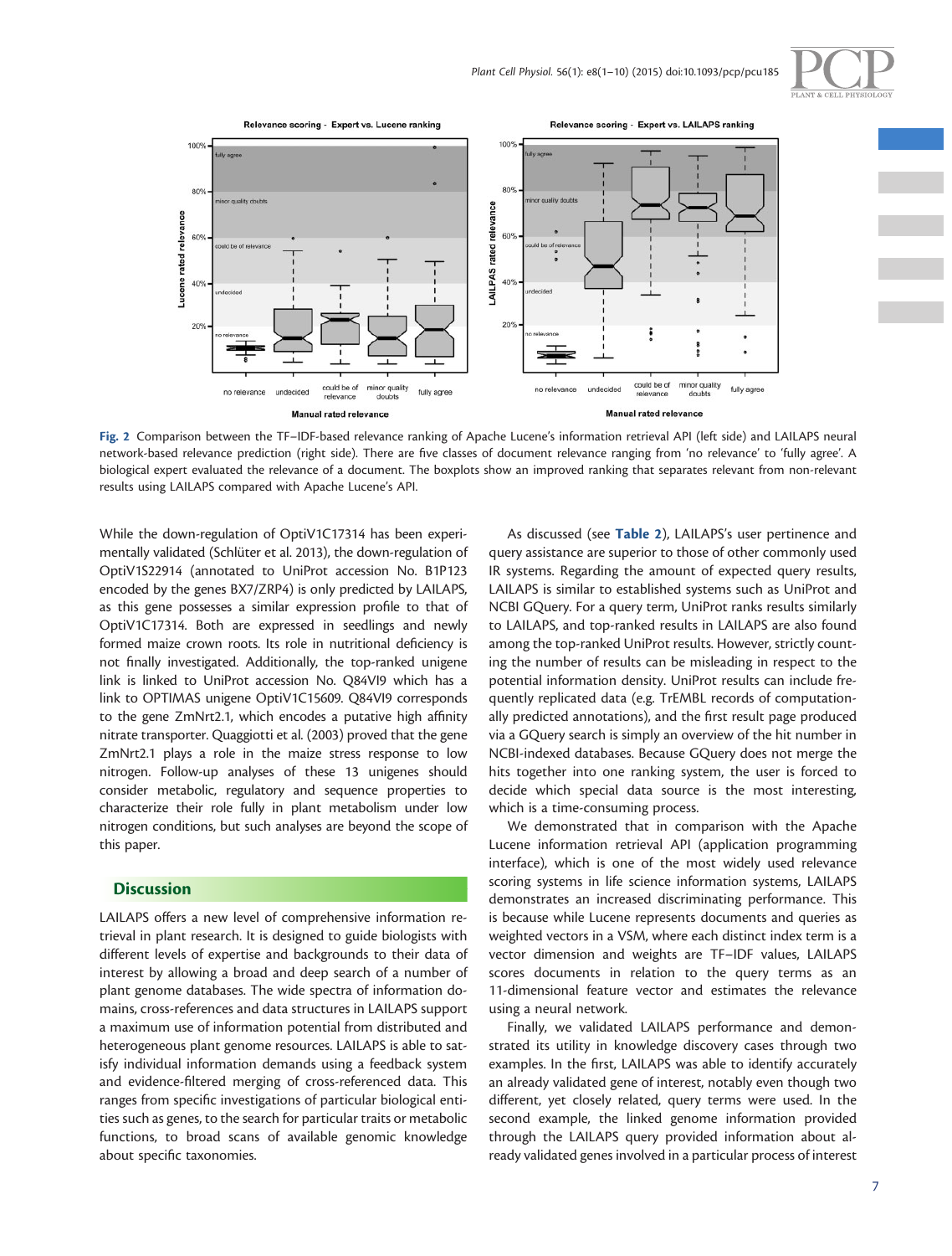**Fig. 2** Comparison between the TF–IDF-based relevance ranking of Apache Lucene's information retrieval API (left side) and LAILAPS neural network-based relevance prediction (right side). There are five classes of document relevance ranging from 'no relevance' to 'fully agree'. A biological expert evaluated the relevance of a document. The boxplots show an improved ranking that separates relevant from non-relevant results using LAILAPS compared with Apache Lucene's API.

While the down-regulation of OptiV1C17314 has been experimentally validated (Schlüter et al. 2013), the down-regulation of OptiV1S22914 (annotated to UniProt accession No. B1P123 encoded by the genes BX7/ZRP4) is only predicted by LAILAPS, as this gene possesses a similar expression profile to that of OptiV1C17314. Both are expressed in seedlings and newly formed maize crown roots. Its role in nutritional deficiency is not finally investigated. Additionally, the top-ranked unigene link is linked to UniProt accession No. Q84VI9 which has a link to OPTIMAS unigene OptiV1C15609. Q84VI9 corresponds to the gene ZmNrt2.1, which encodes a putative high affinity nitrate transporter. Quaggiotti et al. (2003) proved that the gene ZmNrt2.1 plays a role in the maize stress response to low nitrogen. Follow-up analyses of these 13 unigenes should consider metabolic, regulatory and sequence properties to characterize their role fully in plant metabolism under low nitrogen conditions, but such analyses are beyond the scope of this paper.

## Discussion

LAILAPS offers a new level of comprehensive information retrieval in plant research. It is designed to guide biologists with different levels of expertise and backgrounds to their data of interest by allowing a broad and deep search of a number of plant genome databases. The wide spectra of information domains, cross-references and data structures in LAILAPS support a maximum use of information potential from distributed and heterogeneous plant genome resources. LAILAPS is able to satisfy individual information demands using a feedback system and evidence-filtered merging of cross-referenced data. This ranges from specific investigations of particular biological entities such as genes, to the search for particular traits or metabolic functions, to broad scans of available genomic knowledge about specific taxonomies.

As discussed (see **Table 2**), LAILAPS's user pertinence and query assistance are superior to those of other commonly used IR systems. Regarding the amount of expected query results, LAILAPS is similar to established systems such as UniProt and NCBI GQuery. For a query term, UniProt ranks results similarly to LAILAPS, and top-ranked results in LAILAPS are also found among the top-ranked UniProt results. However, strictly counting the number of results can be misleading in respect to the potential information density. UniProt results can include frequently replicated data (e.g. TrEMBL records of computationally predicted annotations), and the first result page produced via a GQuery search is simply an overview of the hit number in NCBI-indexed databases. Because GQuery does not merge the hits together into one ranking system, the user is forced to decide which special data source is the most interesting, which is a time-consuming process.

We demonstrated that in comparison with the Apache Lucene information retrieval API (application programming interface), which is one of the most widely used relevance scoring systems in life science information systems, LAILAPS demonstrates an increased discriminating performance. This is because while Lucene represents documents and queries as weighted vectors in a VSM, where each distinct index term is a vector dimension and weights are TF–IDF values, LAILAPS scores documents in relation to the query terms as an 11-dimensional feature vector and estimates the relevance using a neural network.

Finally, we validated LAILAPS performance and demonstrated its utility in knowledge discovery cases through two examples. In the first, LAILAPS was able to identify accurately an already validated gene of interest, notably even though two different, yet closely related, query terms were used. In the second example, the linked genome information provided through the LAILAPS query provided information about already validated genes involved in a particular process of interest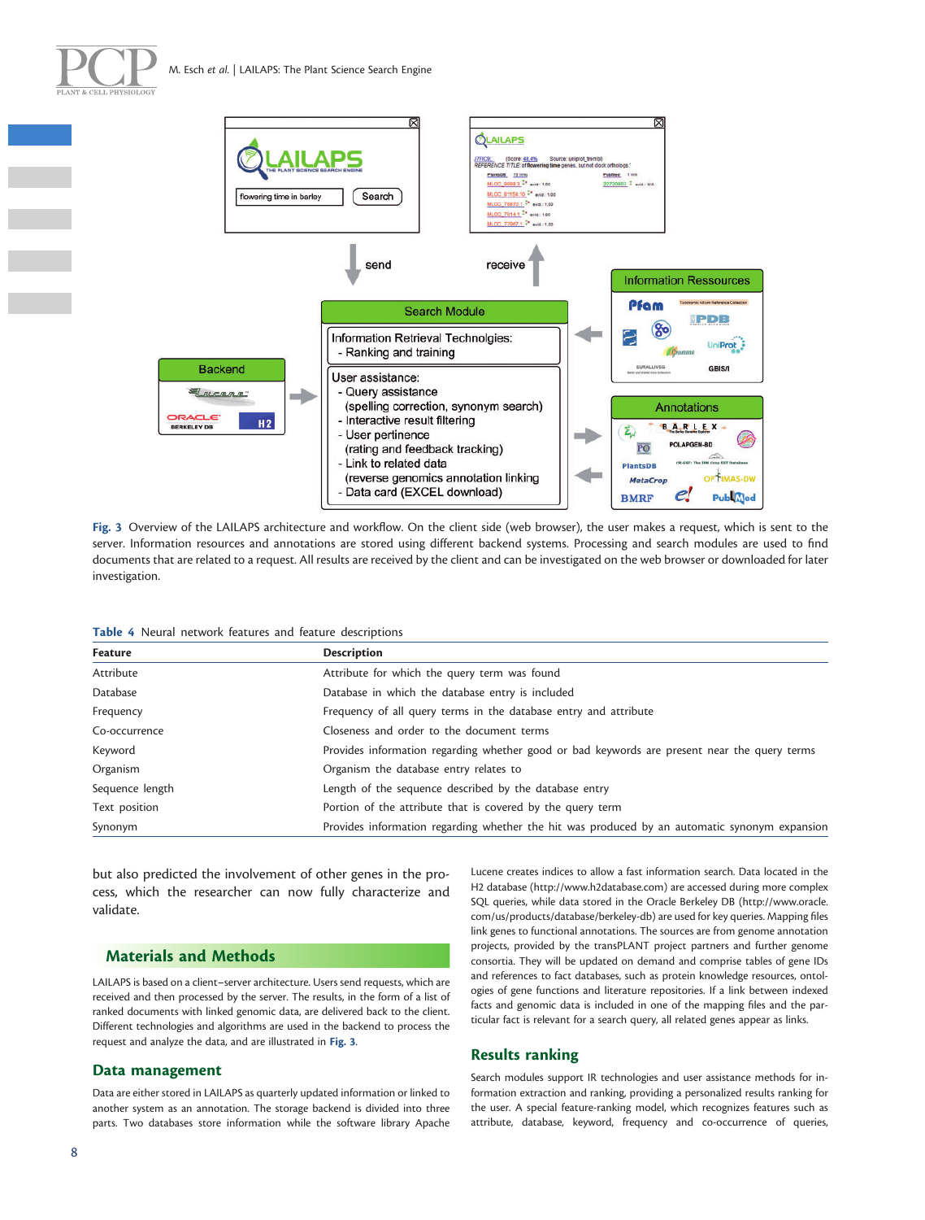Fig. 3 Overview of the LAILAPS architecture and workflow. On the client side (web browser), the user makes a request, which is sent to the server. Information resources and annotations are stored using different backend systems. Processing and search modules are used to find documents that are related to a request. All results are received by the client and can be investigated on the web browser or downloaded for later investigation.

Table 4 Neural network features and feature descriptions

| Feature | Description |
|---|---|
| Attribute | Attribute for which the query term was found |
| Database | Database in which the database entry is included |
| Frequency | Frequency of all query terms in the database entry and attribute |
| Co-occurrence | Closeness and order to the document terms |
| Keyword | Provides information regarding whether good or bad keywords are present near the query terms |
| Organism | Organism the database entry relates to |
| Sequence length | Length of the sequence described by the database entry |
| Text position | Portion of the attribute that is covered by the query term |
| Synonym | Provides information regarding whether the hit was produced by an automatic synonym expansion |

but also predicted the involvement of other genes in the process, which the researcher can now fully characterize and validate.

## Materials and Methods

LAILAPS is based on a client–server architecture. Users send requests, which are received and then processed by the server. The results, in the form of a list of ranked documents with linked genomic data, are delivered back to the client. Different technologies and algorithms are used in the backend to process the request and analyze the data, and are illustrated in Fig. 3.

### Data management

Data are either stored in LAILAPS as quarterly updated information or linked to another system as an annotation. The storage backend is divided into three parts. Two databases store information while the software library Apache Lucene creates indices to allow a fast information search. Data located in the H2 database (http://www.h2database.com) are accessed during more complex SQL queries, while data stored in the Oracle Berkeley DB (http://www.oracle.com/us/products/database/berkeley-db) are used for key queries. Mapping files link genes to functional annotations. The sources are from genome annotation projects, provided by the transPLANT project partners and further genome consortia. They will be updated on demand and comprise tables of gene IDs and references to fact databases, such as protein knowledge resources, ontologies of gene functions and literature repositories. If a link between indexed facts and genomic data is included in one of the mapping files and the particular fact is relevant for a search query, all related genes appear as links.

### Results ranking

Search modules support IR technologies and user assistance methods for information extraction and ranking, providing a personalized results ranking for the user. A special feature-ranking model, which recognizes features such as attribute, database, keyword, frequency and co-occurrence of queries,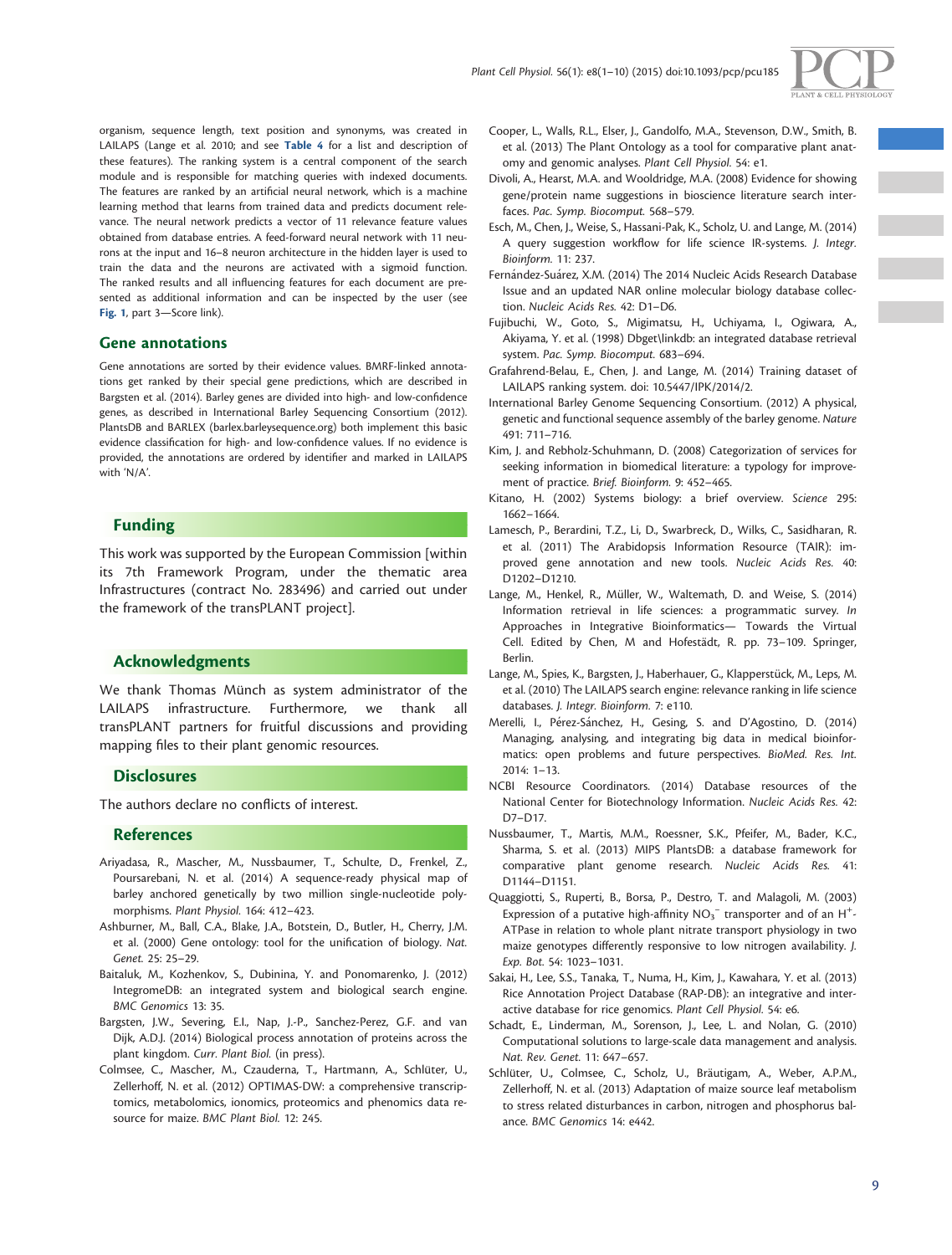organism, sequence length, text position and synonyms, was created in LAILAPS (Lange et al. 2010; and see **Table 4** for a list and description of these features). The ranking system is a central component of the search module and is responsible for matching queries with indexed documents. The features are ranked by an artificial neural network, which is a machine learning method that learns from trained data and predicts document relevance. The neural network predicts a vector of 11 relevance feature values obtained from database entries. A feed-forward neural network with 11 neurons at the input and 16–8 neuron architecture in the hidden layer is used to train the data and the neurons are activated with a sigmoid function. The ranked results and all influencing features for each document are presented as additional information and can be inspected by the user (see **Fig. 1**, part 3—Score link).

### Gene annotations

Gene annotations are sorted by their evidence values. BMRF-linked annotations get ranked by their special gene predictions, which are described in Bargsten et al. (2014). Barley genes are divided into high- and low-confidence genes, as described in International Barley Sequencing Consortium (2012). PlantsDB and BARLEX (barlex.barleysequence.org) both implement this basic evidence classification for high- and low-confidence values. If no evidence is provided, the annotations are ordered by identifier and marked in LAILAPS with 'N/A'.

## Funding

This work was supported by the European Commission [within its 7th Framework Program, under the thematic area Infrastructures (contract No. 283496) and carried out under the framework of the transPLANT project].

## Acknowledgments

We thank Thomas Münch as system administrator of the LAILAPS infrastructure. Furthermore, we thank all transPLANT partners for fruitful discussions and providing mapping files to their plant genomic resources.

## Disclosures

The authors declare no conflicts of interest.

## References

Ariyadasa, R., Mascher, M., Nussbaumer, T., Schulte, D., Frenkel, Z., Poursarebani, N. et al. (2014) A sequence-ready physical map of barley anchored genetically by two million single-nucleotide polymorphisms. *Plant Physiol.* 164: 412–423.

Ashburner, M., Ball, C.A., Blake, J.A., Botstein, D., Butler, H., Cherry, J.M. et al. (2000) Gene ontology: tool for the unification of biology. *Nat. Genet.* 25: 25–29.

Baitaluk, M., Kozhenkov, S., Dubinina, Y. and Ponomarenko, J. (2012) IntegromeDB: an integrated system and biological search engine. *BMC Genomics* 13: 35.

Bargsten, J.W., Severing, E.I., Nap, J.-P., Sanchez-Perez, G.F. and van Dijk, A.D.J. (2014) Biological process annotation of proteins across the plant kingdom. *Curr. Plant Biol.* (in press).

Colmsee, C., Mascher, M., Czauderna, T., Hartmann, A., Schlüter, U., Zellerhoff, N. et al. (2012) OPTIMAS-DW: a comprehensive transcriptomics, metabolomics, ionomics, proteomics and phenomics data resource for maize. *BMC Plant Biol.* 12: 245.

Cooper, L., Walls, R.L., Elser, J., Gandolfo, M.A., Stevenson, D.W., Smith, B. et al. (2013) The Plant Ontology as a tool for comparative plant anatomy and genomic analyses. *Plant Cell Physiol.* 54: e1.

Divoli, A., Hearst, M.A. and Wooldridge, M.A. (2008) Evidence for showing gene/protein name suggestions in bioscience literature search interfaces. *Pac. Symp. Biocomput.* 568–579.

Esch, M., Chen, J., Weise, S., Hassani-Pak, K., Scholz, U. and Lange, M. (2014) A query suggestion workflow for life science IR-systems. *J. Integr. Bioinform.* 11: 237.

Fernández-Suárez, X.M. (2014) The 2014 Nucleic Acids Research Database Issue and an updated NAR online molecular biology database collection. *Nucleic Acids Res.* 42: D1–D6.

Fujibuchi, W., Goto, S., Migimatsu, H., Uchiyama, I., Ogiwara, A., Akiyama, Y. et al. (1998) Dbget\linkdb: an integrated database retrieval system. *Pac. Symp. Biocomput.* 683–694.

Grafahrend-Belau, E., Chen, J. and Lange, M. (2014) Training dataset of LAILAPS ranking system. doi: 10.5447/IPK/2014/2.

International Barley Genome Sequencing Consortium. (2012) A physical, genetic and functional sequence assembly of the barley genome. *Nature* 491: 711–716.

Kim, J. and Rebholz-Schuhmann, D. (2008) Categorization of services for seeking information in biomedical literature: a typology for improvement of practice. *Brief. Bioinform.* 9: 452–465.

Kitano, H. (2002) Systems biology: a brief overview. *Science* 295: 1662–1664.

Lamesch, P., Berardini, T.Z., Li, D., Swarbreck, D., Wilks, C., Sasidharan, R. et al. (2011) The Arabidopsis Information Resource (TAIR): improved gene annotation and new tools. *Nucleic Acids Res.* 40: D1202–D1210.

Lange, M., Henkel, R., Müller, W., Waltemath, D. and Weise, S. (2014) Information retrieval in life sciences: a programmatic survey. *In* Approaches in Integrative Bioinformatics— Towards the Virtual Cell. Edited by Chen, M and Hofestädt, R. pp. 73–109. Springer, Berlin.

Lange, M., Spies, K., Bargsten, J., Haberhauer, G., Klapperstück, M., Leps, M. et al. (2010) The LAILAPS search engine: relevance ranking in life science databases. *J. Integr. Bioinform.* 7: e110.

Merelli, I., Pérez-Sánchez, H., Gesing, S. and D'Agostino, D. (2014) Managing, analysing, and integrating big data in medical bioinformatics: open problems and future perspectives. *BioMed. Res. Int.* 2014: 1–13.

NCBI Resource Coordinators. (2014) Database resources of the National Center for Biotechnology Information. *Nucleic Acids Res.* 42: D7–D17.

Nussbaumer, T., Martis, M.M., Roessner, S.K., Pfeifer, M., Bader, K.C., Sharma, S. et al. (2013) MIPS PlantsDB: a database framework for comparative plant genome research. *Nucleic Acids Res.* 41: D1144–D1151.

Quaggiotti, S., Ruperti, B., Borsa, P., Destro, T. and Malagoli, M. (2003) Expression of a putative high-affinity $NO_3^-$ transporter and of an $H^+$-ATPase in relation to whole plant nitrate transport physiology in two maize genotypes differently responsive to low nitrogen availability. *J. Exp. Bot.* 54: 1023–1031.

Sakai, H., Lee, S.S., Tanaka, T., Numa, H., Kim, J., Kawahara, Y. et al. (2013) Rice Annotation Project Database (RAP-DB): an integrative and interactive database for rice genomics. *Plant Cell Physiol.* 54: e6.

Schadt, E., Linderman, M., Sorenson, J., Lee, L. and Nolan, G. (2010) Computational solutions to large-scale data management and analysis. *Nat. Rev. Genet.* 11: 647–657.

Schlüter, U., Colmsee, C., Scholz, U., Bräutigam, A., Weber, A.P.M., Zellerhoff, N. et al. (2013) Adaptation of maize source leaf metabolism to stress related disturbances in carbon, nitrogen and phosphorus balance. *BMC Genomics* 14: e442.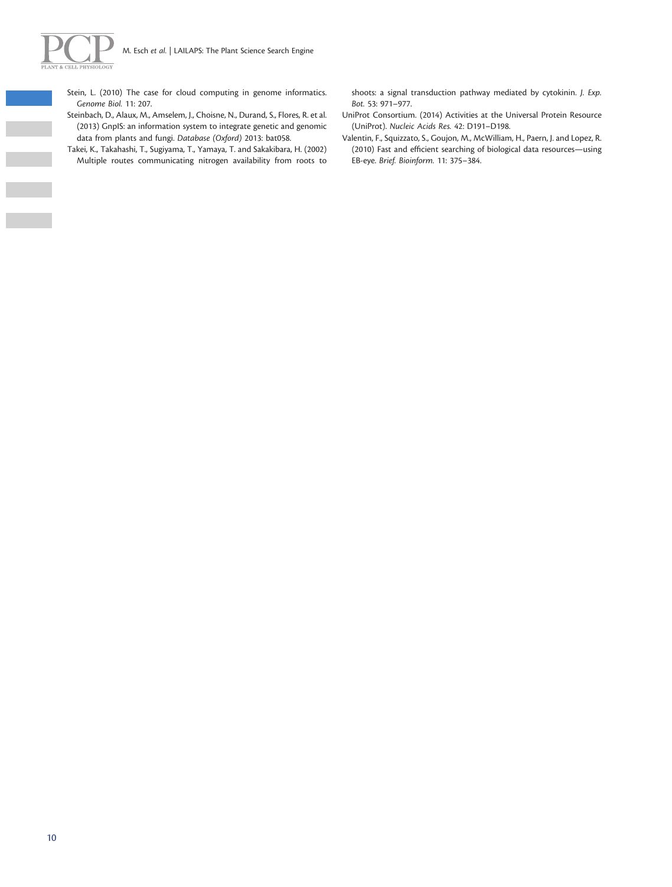Stein, L. (2010) The case for cloud computing in genome informatics. *Genome Biol.* 11: 207.

Steinbach, D., Alaux, M., Amselem, J., Choisne, N., Durand, S., Flores, R. et al. (2013) GnpIS: an information system to integrate genetic and genomic data from plants and fungi. *Database (Oxford)* 2013: bat058.

Takei, K., Takahashi, T., Sugiyama, T., Yamaya, T. and Sakakibara, H. (2002) Multiple routes communicating nitrogen availability from roots to shoots: a signal transduction pathway mediated by cytokinin. *J. Exp. Bot.* 53: 971–977.

UniProt Consortium. (2014) Activities at the Universal Protein Resource (UniProt). *Nucleic Acids Res.* 42: D191–D198.

Valentin, F., Squizzato, S., Goujon, M., McWilliam, H., Paern, J. and Lopez, R. (2010) Fast and efficient searching of biological data resources—using EB-eye. *Brief. Bioinform.* 11: 375–384.